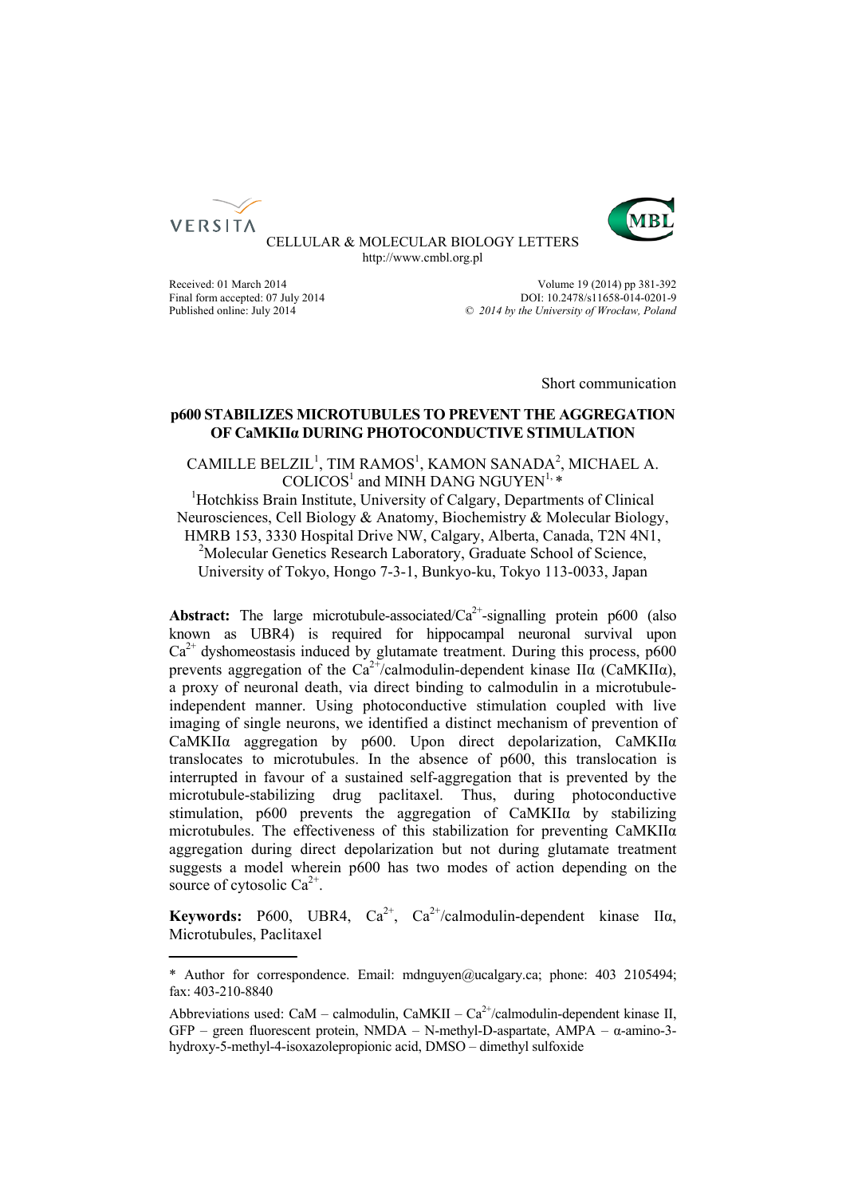CELLULAR & MOLECULAR BIOLOGY LETTERS
http://www.cmbl.org.pl

Received: 01 March 2014
Final form accepted: 07 July 2014
Published online: July 2014

Volume 19 (2014) pp 381-392
DOI: 10.2478/s11658-014-0201-9
© *2014 by the University of Wrocław, Poland*

Short communication

# p600 STABILIZES MICROTUBULES TO PREVENT THE AGGREGATION OF CaMKIIα DURING PHOTOCONDUCTIVE STIMULATION

CAMILLE BELZIL[1], TIM RAMOS[1], KAMON SANADA[2], MICHAEL A. COLICOS[1] and MINH DANG NGUYEN[1, *]

[1]Hotchkiss Brain Institute, University of Calgary, Departments of Clinical Neurosciences, Cell Biology & Anatomy, Biochemistry & Molecular Biology, HMRB 153, 3330 Hospital Drive NW, Calgary, Alberta, Canada, T2N 4N1, [2]Molecular Genetics Research Laboratory, Graduate School of Science, University of Tokyo, Hongo 7-3-1, Bunkyo-ku, Tokyo 113-0033, Japan

**Abstract:** The large microtubule-associated/$Ca^{2+}$-signalling protein p600 (also known as UBR4) is required for hippocampal neuronal survival upon $Ca^{2+}$ dyshomeostasis induced by glutamate treatment. During this process, p600 prevents aggregation of the $Ca^{2+}$/calmodulin-dependent kinase IIα (CaMKIIα), a proxy of neuronal death, via direct binding to calmodulin in a microtubule-independent manner. Using photoconductive stimulation coupled with live imaging of single neurons, we identified a distinct mechanism of prevention of CaMKIIα aggregation by p600. Upon direct depolarization, CaMKIIα translocates to microtubules. In the absence of p600, this translocation is interrupted in favour of a sustained self-aggregation that is prevented by the microtubule-stabilizing drug paclitaxel. Thus, during photoconductive stimulation, p600 prevents the aggregation of CaMKIIα by stabilizing microtubules. The effectiveness of this stabilization for preventing CaMKIIα aggregation during direct depolarization but not during glutamate treatment suggests a model wherein p600 has two modes of action depending on the source of cytosolic $Ca^{2+}$.

**Keywords:** P600, UBR4, $Ca^{2+}$, $Ca^{2+}$/calmodulin-dependent kinase IIα, Microtubules, Paclitaxel

---

\* Author for correspondence. Email: mdnguyen@ucalgary.ca; phone: 403 2105494; fax: 403-210-8840

Abbreviations used: CaM – calmodulin, CaMKII – $Ca^{2+}$/calmodulin-dependent kinase II, GFP – green fluorescent protein, NMDA – N-methyl-D-aspartate, AMPA – α-amino-3-hydroxy-5-methyl-4-isoxazolepropionic acid, DMSO – dimethyl sulfoxide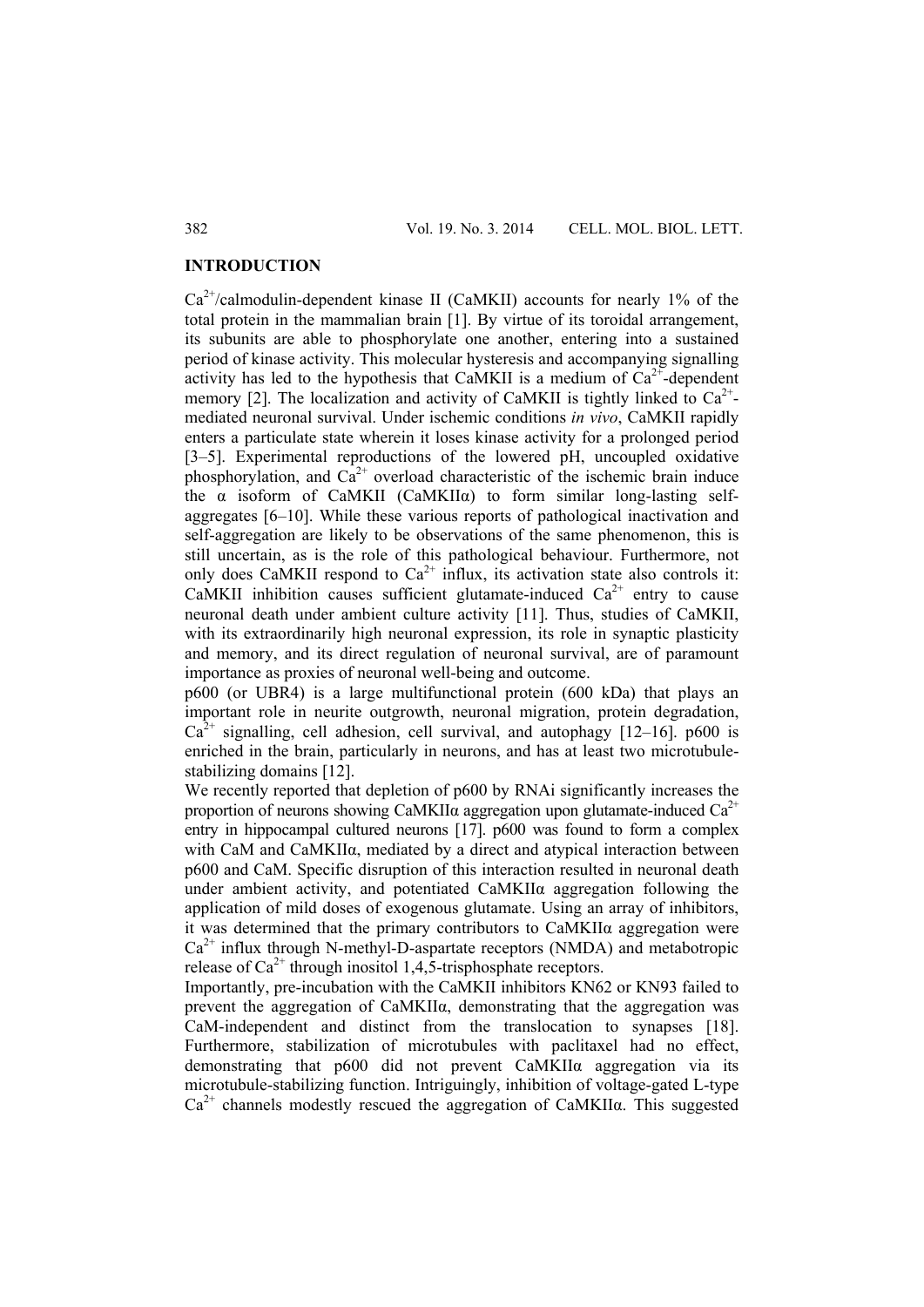## INTRODUCTION

$Ca^{2+}$/calmodulin-dependent kinase II (CaMKII) accounts for nearly 1% of the total protein in the mammalian brain [1]. By virtue of its toroidal arrangement, its subunits are able to phosphorylate one another, entering into a sustained period of kinase activity. This molecular hysteresis and accompanying signalling activity has led to the hypothesis that CaMKII is a medium of $Ca^{2+}$-dependent memory [2]. The localization and activity of CaMKII is tightly linked to $Ca^{2+}$-mediated neuronal survival. Under ischemic conditions *in vivo*, CaMKII rapidly enters a particulate state wherein it loses kinase activity for a prolonged period [3–5]. Experimental reproductions of the lowered pH, uncoupled oxidative phosphorylation, and $Ca^{2+}$ overload characteristic of the ischemic brain induce the α isoform of CaMKII (CaMKIIα) to form similar long-lasting self-aggregates [6–10]. While these various reports of pathological inactivation and self-aggregation are likely to be observations of the same phenomenon, this is still uncertain, as is the role of this pathological behaviour. Furthermore, not only does CaMKII respond to $Ca^{2+}$ influx, its activation state also controls it: CaMKII inhibition causes sufficient glutamate-induced $Ca^{2+}$ entry to cause neuronal death under ambient culture activity [11]. Thus, studies of CaMKII, with its extraordinarily high neuronal expression, its role in synaptic plasticity and memory, and its direct regulation of neuronal survival, are of paramount importance as proxies of neuronal well-being and outcome.

p600 (or UBR4) is a large multifunctional protein (600 kDa) that plays an important role in neurite outgrowth, neuronal migration, protein degradation, $Ca^{2+}$ signalling, cell adhesion, cell survival, and autophagy [12–16]. p600 is enriched in the brain, particularly in neurons, and has at least two microtubule-stabilizing domains [12].

We recently reported that depletion of p600 by RNAi significantly increases the proportion of neurons showing CaMKIIα aggregation upon glutamate-induced $Ca^{2+}$ entry in hippocampal cultured neurons [17]. p600 was found to form a complex with CaM and CaMKIIα, mediated by a direct and atypical interaction between p600 and CaM. Specific disruption of this interaction resulted in neuronal death under ambient activity, and potentiated CaMKIIα aggregation following the application of mild doses of exogenous glutamate. Using an array of inhibitors, it was determined that the primary contributors to CaMKIIα aggregation were $Ca^{2+}$ influx through N-methyl-D-aspartate receptors (NMDA) and metabotropic release of $Ca^{2+}$ through inositol 1,4,5-trisphosphate receptors.

Importantly, pre-incubation with the CaMKII inhibitors KN62 or KN93 failed to prevent the aggregation of CaMKIIα, demonstrating that the aggregation was CaM-independent and distinct from the translocation to synapses [18]. Furthermore, stabilization of microtubules with paclitaxel had no effect, demonstrating that p600 did not prevent CaMKIIα aggregation via its microtubule-stabilizing function. Intriguingly, inhibition of voltage-gated L-type $Ca^{2+}$ channels modestly rescued the aggregation of CaMKIIα. This suggested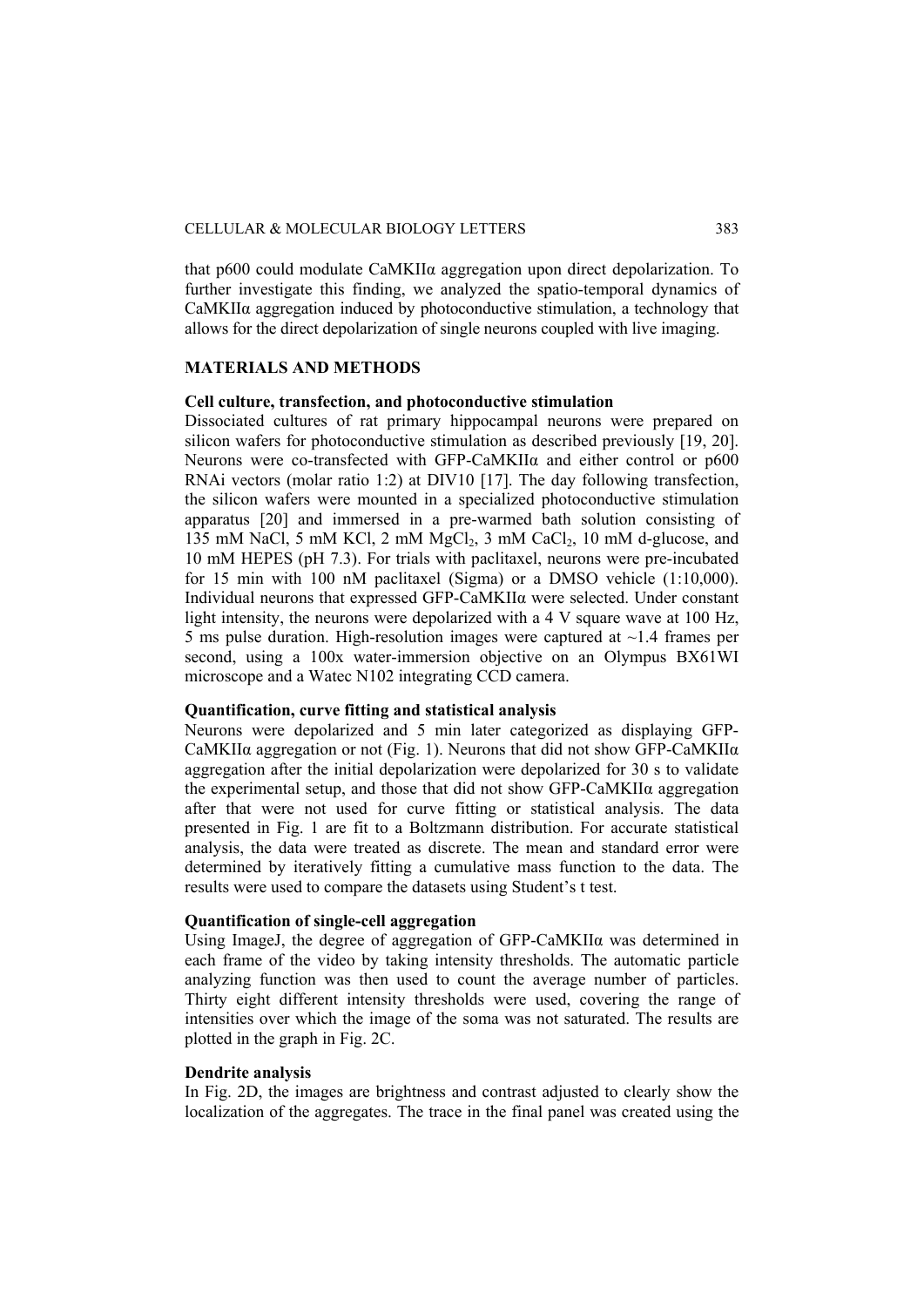that p600 could modulate CaMKIIα aggregation upon direct depolarization. To further investigate this finding, we analyzed the spatio-temporal dynamics of CaMKIIα aggregation induced by photoconductive stimulation, a technology that allows for the direct depolarization of single neurons coupled with live imaging.

## MATERIALS AND METHODS

### Cell culture, transfection, and photoconductive stimulation

Dissociated cultures of rat primary hippocampal neurons were prepared on silicon wafers for photoconductive stimulation as described previously [19, 20]. Neurons were co-transfected with GFP-CaMKIIα and either control or p600 RNAi vectors (molar ratio 1:2) at DIV10 [17]. The day following transfection, the silicon wafers were mounted in a specialized photoconductive stimulation apparatus [20] and immersed in a pre-warmed bath solution consisting of 135 mM NaCl, 5 mM KCl, 2 mM $MgCl_2$, 3 mM $CaCl_2$, 10 mM d-glucose, and 10 mM HEPES (pH 7.3). For trials with paclitaxel, neurons were pre-incubated for 15 min with 100 nM paclitaxel (Sigma) or a DMSO vehicle (1:10,000). Individual neurons that expressed GFP-CaMKIIα were selected. Under constant light intensity, the neurons were depolarized with a 4 V square wave at 100 Hz, 5 ms pulse duration. High-resolution images were captured at ~1.4 frames per second, using a 100x water-immersion objective on an Olympus BX61WI microscope and a Watec N102 integrating CCD camera.

### Quantification, curve fitting and statistical analysis

Neurons were depolarized and 5 min later categorized as displaying GFP-CaMKIIα aggregation or not (Fig. 1). Neurons that did not show GFP-CaMKIIα aggregation after the initial depolarization were depolarized for 30 s to validate the experimental setup, and those that did not show GFP-CaMKIIα aggregation after that were not used for curve fitting or statistical analysis. The data presented in Fig. 1 are fit to a Boltzmann distribution. For accurate statistical analysis, the data were treated as discrete. The mean and standard error were determined by iteratively fitting a cumulative mass function to the data. The results were used to compare the datasets using Student's t test.

### Quantification of single-cell aggregation

Using ImageJ, the degree of aggregation of GFP-CaMKIIα was determined in each frame of the video by taking intensity thresholds. The automatic particle analyzing function was then used to count the average number of particles. Thirty eight different intensity thresholds were used, covering the range of intensities over which the image of the soma was not saturated. The results are plotted in the graph in Fig. 2C.

### Dendrite analysis

In Fig. 2D, the images are brightness and contrast adjusted to clearly show the localization of the aggregates. The trace in the final panel was created using the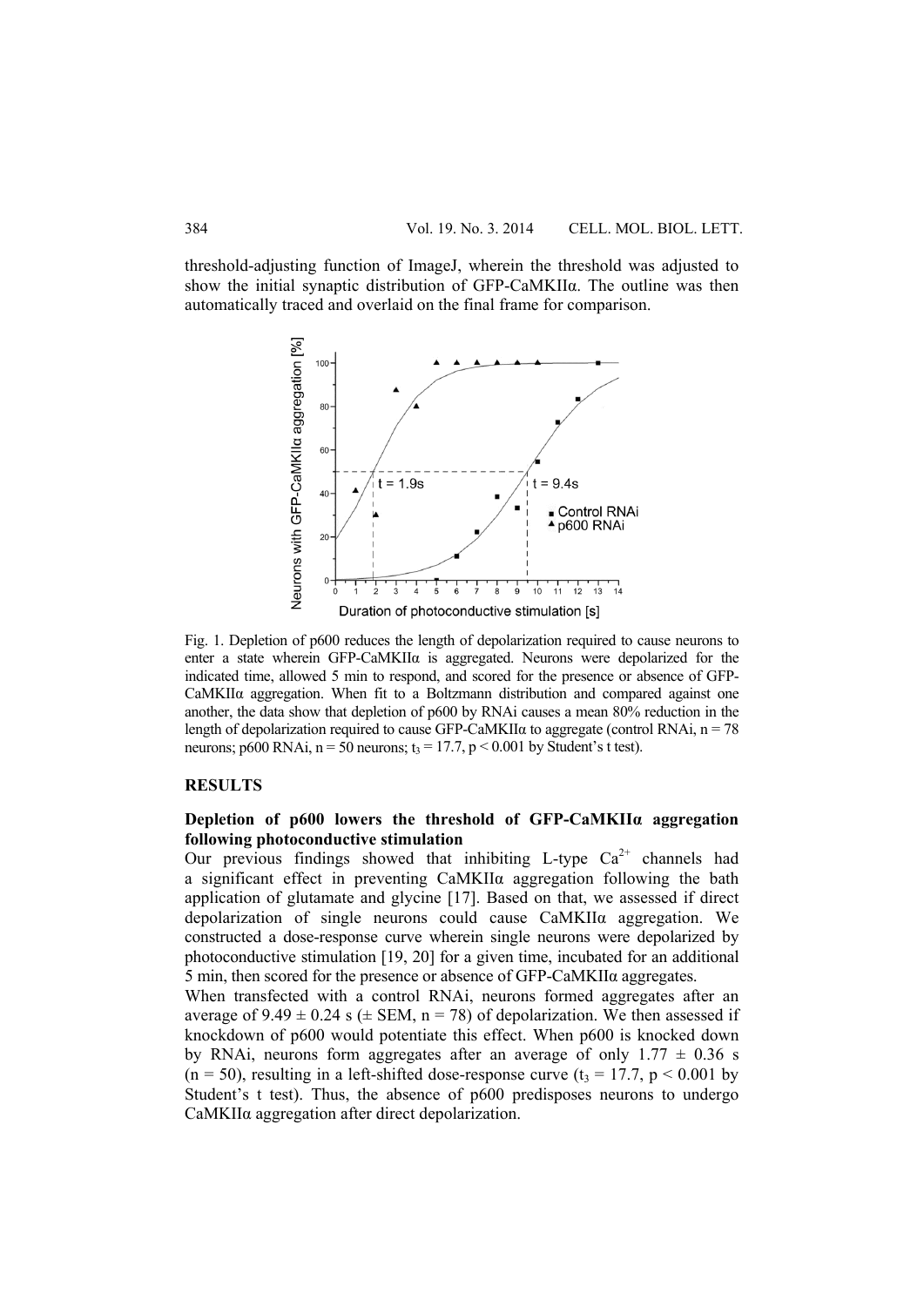threshold-adjusting function of ImageJ, wherein the threshold was adjusted to show the initial synaptic distribution of GFP-CaMKIIα. The outline was then automatically traced and overlaid on the final frame for comparison.

Fig. 1. Depletion of p600 reduces the length of depolarization required to cause neurons to enter a state wherein GFP-CaMKIIα is aggregated. Neurons were depolarized for the indicated time, allowed 5 min to respond, and scored for the presence or absence of GFP-CaMKIIα aggregation. When fit to a Boltzmann distribution and compared against one another, the data show that depletion of p600 by RNAi causes a mean 80% reduction in the length of depolarization required to cause GFP-CaMKIIα to aggregate (control RNAi, n = 78 neurons; p600 RNAi, n = 50 neurons; $t_3 = 17.7$, $p < 0.001$ by Student's t test).

## RESULTS

### Depletion of p600 lowers the threshold of GFP-CaMKIIα aggregation following photoconductive stimulation

Our previous findings showed that inhibiting L-type $Ca^{2+}$ channels had a significant effect in preventing CaMKIIα aggregation following the bath application of glutamate and glycine [17]. Based on that, we assessed if direct depolarization of single neurons could cause CaMKIIα aggregation. We constructed a dose-response curve wherein single neurons were depolarized by photoconductive stimulation [19, 20] for a given time, incubated for an additional 5 min, then scored for the presence or absence of GFP-CaMKIIα aggregates.

When transfected with a control RNAi, neurons formed aggregates after an average of $9.49 \pm 0.24$ s (± SEM, n = 78) of depolarization. We then assessed if knockdown of p600 would potentiate this effect. When p600 is knocked down by RNAi, neurons form aggregates after an average of only $1.77 \pm 0.36$ s (n = 50), resulting in a left-shifted dose-response curve ($t_3 = 17.7$, $p < 0.001$ by Student's t test). Thus, the absence of p600 predisposes neurons to undergo CaMKIIα aggregation after direct depolarization.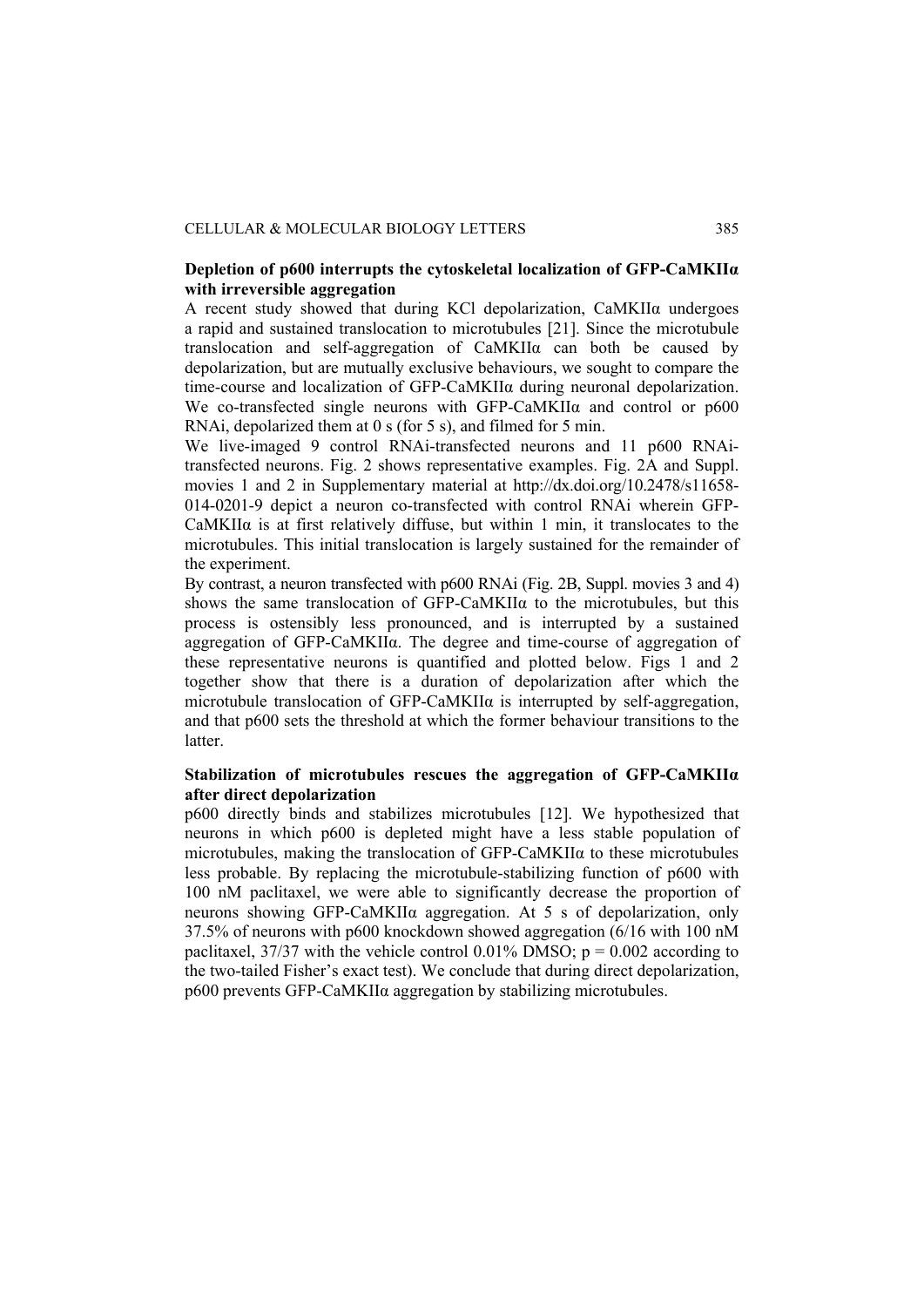### Depletion of p600 interrupts the cytoskeletal localization of GFP-CaMKIIα with irreversible aggregation

A recent study showed that during KCl depolarization, CaMKIIα undergoes a rapid and sustained translocation to microtubules [21]. Since the microtubule translocation and self-aggregation of CaMKIIα can both be caused by depolarization, but are mutually exclusive behaviours, we sought to compare the time-course and localization of GFP-CaMKIIα during neuronal depolarization. We co-transfected single neurons with GFP-CaMKIIα and control or p600 RNAi, depolarized them at 0 s (for 5 s), and filmed for 5 min.

We live-imaged 9 control RNAi-transfected neurons and 11 p600 RNAi-transfected neurons. Fig. 2 shows representative examples. Fig. 2A and Suppl. movies 1 and 2 in Supplementary material at http://dx.doi.org/10.2478/s11658-014-0201-9 depict a neuron co-transfected with control RNAi wherein GFP-CaMKIIα is at first relatively diffuse, but within 1 min, it translocates to the microtubules. This initial translocation is largely sustained for the remainder of the experiment.

By contrast, a neuron transfected with p600 RNAi (Fig. 2B, Suppl. movies 3 and 4) shows the same translocation of GFP-CaMKIIα to the microtubules, but this process is ostensibly less pronounced, and is interrupted by a sustained aggregation of GFP-CaMKIIα. The degree and time-course of aggregation of these representative neurons is quantified and plotted below. Figs 1 and 2 together show that there is a duration of depolarization after which the microtubule translocation of GFP-CaMKIIα is interrupted by self-aggregation, and that p600 sets the threshold at which the former behaviour transitions to the latter.

### Stabilization of microtubules rescues the aggregation of GFP-CaMKIIα after direct depolarization

p600 directly binds and stabilizes microtubules [12]. We hypothesized that neurons in which p600 is depleted might have a less stable population of microtubules, making the translocation of GFP-CaMKIIα to these microtubules less probable. By replacing the microtubule-stabilizing function of p600 with 100 nM paclitaxel, we were able to significantly decrease the proportion of neurons showing GFP-CaMKIIα aggregation. At 5 s of depolarization, only 37.5% of neurons with p600 knockdown showed aggregation (6/16 with 100 nM paclitaxel, 37/37 with the vehicle control 0.01% DMSO; $p = 0.002$ according to the two-tailed Fisher's exact test). We conclude that during direct depolarization, p600 prevents GFP-CaMKIIα aggregation by stabilizing microtubules.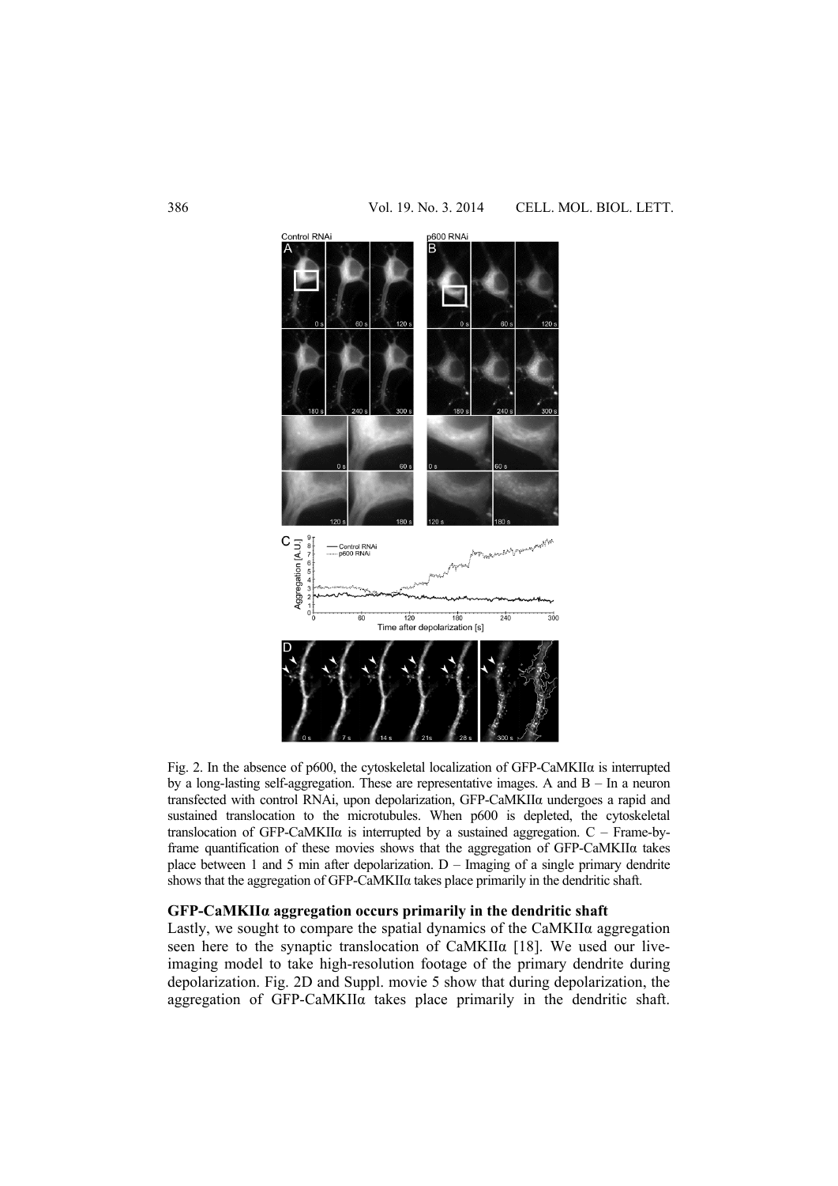Fig. 2. In the absence of p600, the cytoskeletal localization of GFP-CaMKIIα is interrupted by a long-lasting self-aggregation. These are representative images. A and B – In a neuron transfected with control RNAi, upon depolarization, GFP-CaMKIIα undergoes a rapid and sustained translocation to the microtubules. When p600 is depleted, the cytoskeletal translocation of GFP-CaMKIIα is interrupted by a sustained aggregation. C – Frame-by-frame quantification of these movies shows that the aggregation of GFP-CaMKIIα takes place between 1 and 5 min after depolarization. D – Imaging of a single primary dendrite shows that the aggregation of GFP-CaMKIIα takes place primarily in the dendritic shaft.

### GFP-CaMKIIα aggregation occurs primarily in the dendritic shaft

Lastly, we sought to compare the spatial dynamics of the CaMKIIα aggregation seen here to the synaptic translocation of CaMKIIα [18]. We used our live-imaging model to take high-resolution footage of the primary dendrite during depolarization. Fig. 2D and Suppl. movie 5 show that during depolarization, the aggregation of GFP-CaMKIIα takes place primarily in the dendritic shaft.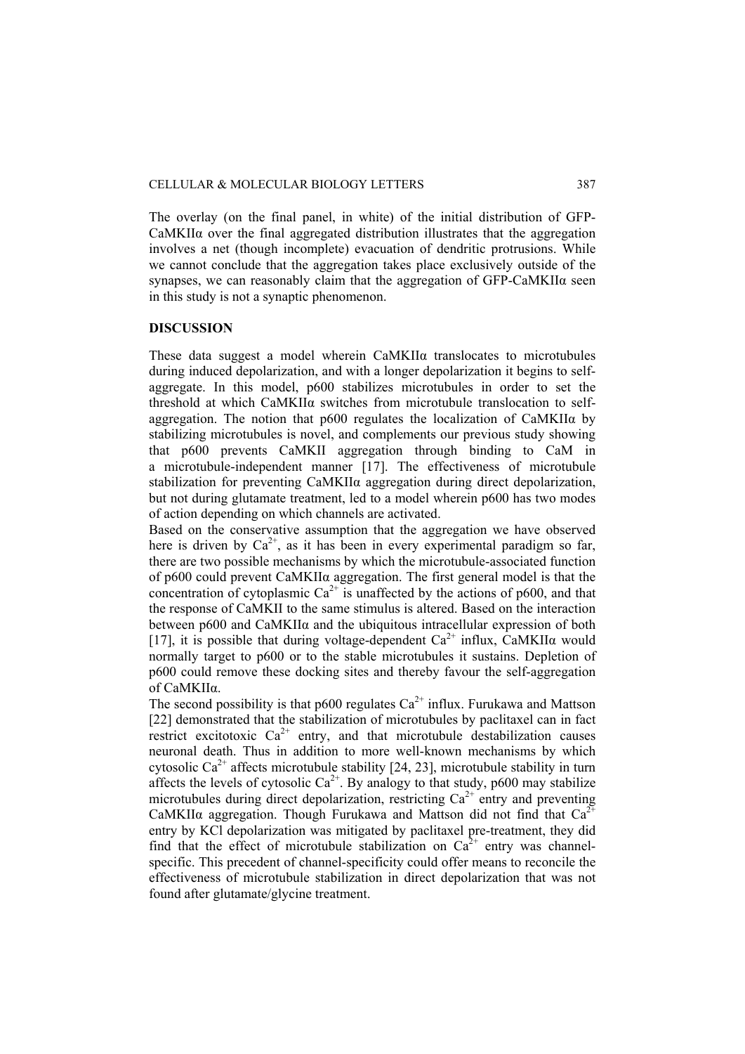The overlay (on the final panel, in white) of the initial distribution of GFP-CaMKIIα over the final aggregated distribution illustrates that the aggregation involves a net (though incomplete) evacuation of dendritic protrusions. While we cannot conclude that the aggregation takes place exclusively outside of the synapses, we can reasonably claim that the aggregation of GFP-CaMKIIα seen in this study is not a synaptic phenomenon.

## DISCUSSION

These data suggest a model wherein CaMKIIα translocates to microtubules during induced depolarization, and with a longer depolarization it begins to self-aggregate. In this model, p600 stabilizes microtubules in order to set the threshold at which CaMKIIα switches from microtubule translocation to self-aggregation. The notion that p600 regulates the localization of CaMKIIα by stabilizing microtubules is novel, and complements our previous study showing that p600 prevents CaMKII aggregation through binding to CaM in a microtubule-independent manner [17]. The effectiveness of microtubule stabilization for preventing CaMKIIα aggregation during direct depolarization, but not during glutamate treatment, led to a model wherein p600 has two modes of action depending on which channels are activated.

Based on the conservative assumption that the aggregation we have observed here is driven by $Ca^{2+}$, as it has been in every experimental paradigm so far, there are two possible mechanisms by which the microtubule-associated function of p600 could prevent CaMKIIα aggregation. The first general model is that the concentration of cytoplasmic $Ca^{2+}$ is unaffected by the actions of p600, and that the response of CaMKII to the same stimulus is altered. Based on the interaction between p600 and CaMKIIα and the ubiquitous intracellular expression of both [17], it is possible that during voltage-dependent $Ca^{2+}$ influx, CaMKIIα would normally target to p600 or to the stable microtubules it sustains. Depletion of p600 could remove these docking sites and thereby favour the self-aggregation of CaMKIIα.

The second possibility is that p600 regulates $Ca^{2+}$ influx. Furukawa and Mattson [22] demonstrated that the stabilization of microtubules by paclitaxel can in fact restrict excitotoxic $Ca^{2+}$ entry, and that microtubule destabilization causes neuronal death. Thus in addition to more well-known mechanisms by which cytosolic $Ca^{2+}$ affects microtubule stability [24, 23], microtubule stability in turn affects the levels of cytosolic $Ca^{2+}$. By analogy to that study, p600 may stabilize microtubules during direct depolarization, restricting $Ca^{2+}$ entry and preventing CaMKIIα aggregation. Though Furukawa and Mattson did not find that $Ca^{2+}$ entry by KCl depolarization was mitigated by paclitaxel pre-treatment, they did find that the effect of microtubule stabilization on $Ca^{2+}$ entry was channel-specific. This precedent of channel-specificity could offer means to reconcile the effectiveness of microtubule stabilization in direct depolarization that was not found after glutamate/glycine treatment.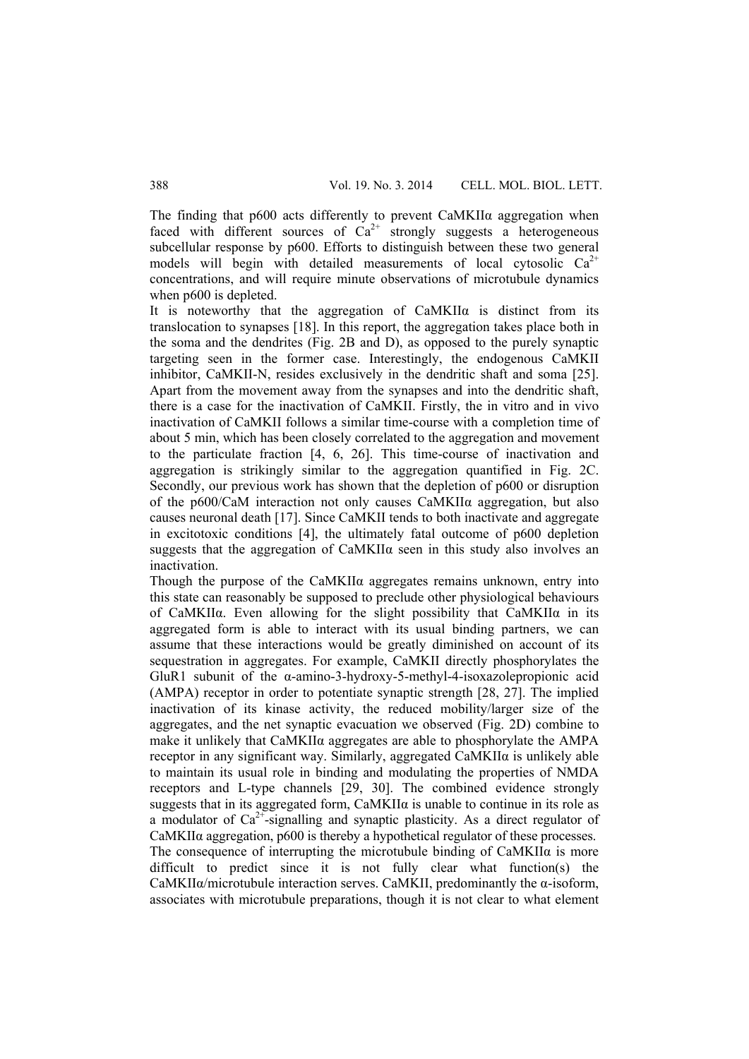The finding that p600 acts differently to prevent CaMKIIα aggregation when faced with different sources of $Ca^{2+}$ strongly suggests a heterogeneous subcellular response by p600. Efforts to distinguish between these two general models will begin with detailed measurements of local cytosolic $Ca^{2+}$ concentrations, and will require minute observations of microtubule dynamics when p600 is depleted.

It is noteworthy that the aggregation of CaMKIIα is distinct from its translocation to synapses [18]. In this report, the aggregation takes place both in the soma and the dendrites (Fig. 2B and D), as opposed to the purely synaptic targeting seen in the former case. Interestingly, the endogenous CaMKII inhibitor, CaMKII-N, resides exclusively in the dendritic shaft and soma [25]. Apart from the movement away from the synapses and into the dendritic shaft, there is a case for the inactivation of CaMKII. Firstly, the in vitro and in vivo inactivation of CaMKII follows a similar time-course with a completion time of about 5 min, which has been closely correlated to the aggregation and movement to the particulate fraction [4, 6, 26]. This time-course of inactivation and aggregation is strikingly similar to the aggregation quantified in Fig. 2C. Secondly, our previous work has shown that the depletion of p600 or disruption of the p600/CaM interaction not only causes CaMKIIα aggregation, but also causes neuronal death [17]. Since CaMKII tends to both inactivate and aggregate in excitotoxic conditions [4], the ultimately fatal outcome of p600 depletion suggests that the aggregation of CaMKIIα seen in this study also involves an inactivation.

Though the purpose of the CaMKIIα aggregates remains unknown, entry into this state can reasonably be supposed to preclude other physiological behaviours of CaMKIIα. Even allowing for the slight possibility that CaMKIIα in its aggregated form is able to interact with its usual binding partners, we can assume that these interactions would be greatly diminished on account of its sequestration in aggregates. For example, CaMKII directly phosphorylates the GluR1 subunit of the α-amino-3-hydroxy-5-methyl-4-isoxazolepropionic acid (AMPA) receptor in order to potentiate synaptic strength [28, 27]. The implied inactivation of its kinase activity, the reduced mobility/larger size of the aggregates, and the net synaptic evacuation we observed (Fig. 2D) combine to make it unlikely that CaMKIIα aggregates are able to phosphorylate the AMPA receptor in any significant way. Similarly, aggregated CaMKIIα is unlikely able to maintain its usual role in binding and modulating the properties of NMDA receptors and L-type channels [29, 30]. The combined evidence strongly suggests that in its aggregated form, CaMKIIα is unable to continue in its role as a modulator of $Ca^{2+}$-signalling and synaptic plasticity. As a direct regulator of CaMKIIα aggregation, p600 is thereby a hypothetical regulator of these processes.

The consequence of interrupting the microtubule binding of CaMKIIα is more difficult to predict since it is not fully clear what function(s) the CaMKIIα/microtubule interaction serves. CaMKII, predominantly the α-isoform, associates with microtubule preparations, though it is not clear to what element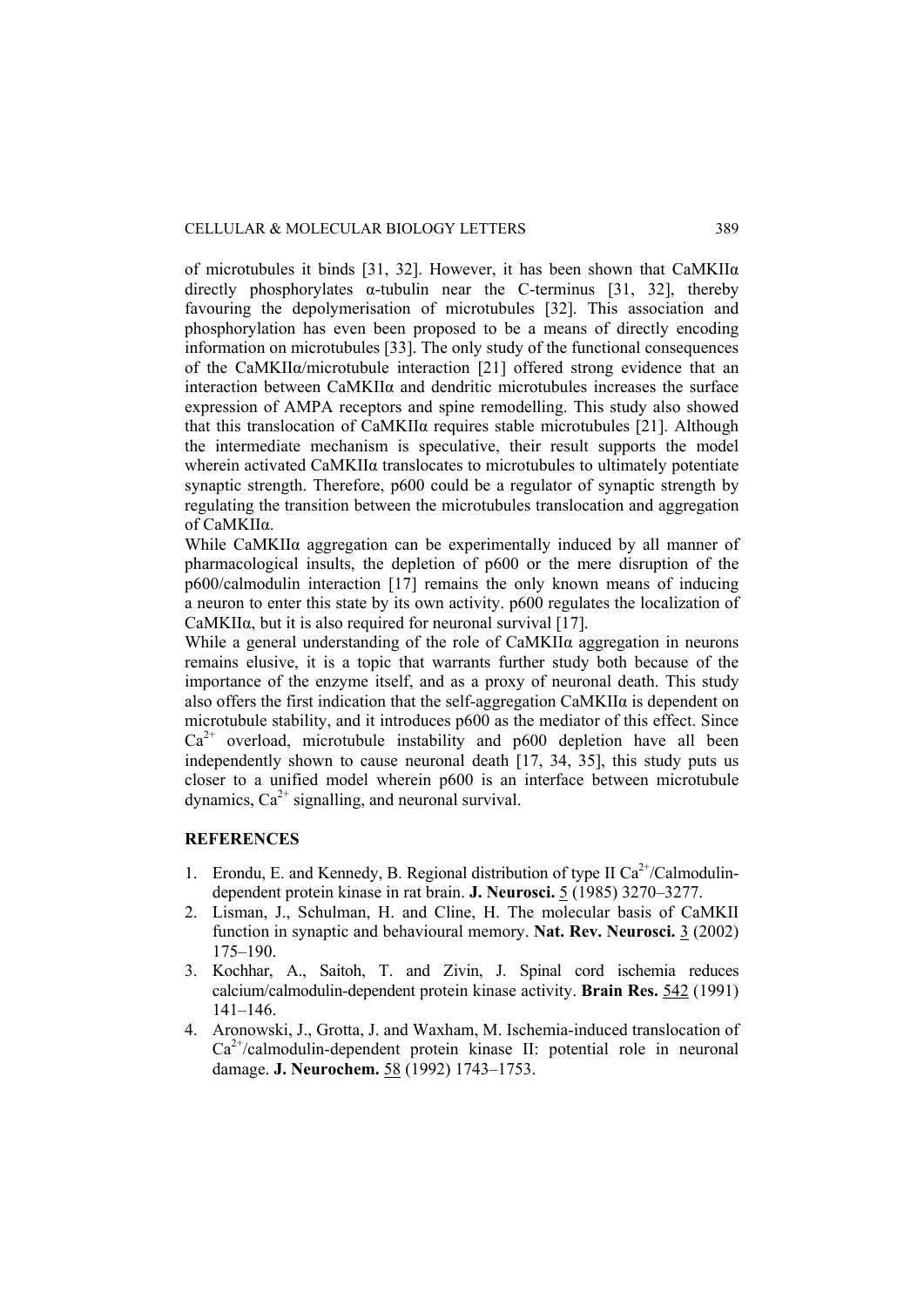of microtubules it binds [31, 32]. However, it has been shown that CaMKIIα directly phosphorylates α-tubulin near the C-terminus [31, 32], thereby favouring the depolymerisation of microtubules [32]. This association and phosphorylation has even been proposed to be a means of directly encoding information on microtubules [33]. The only study of the functional consequences of the CaMKIIα/microtubule interaction [21] offered strong evidence that an interaction between CaMKIIα and dendritic microtubules increases the surface expression of AMPA receptors and spine remodelling. This study also showed that this translocation of CaMKIIα requires stable microtubules [21]. Although the intermediate mechanism is speculative, their result supports the model wherein activated CaMKIIα translocates to microtubules to ultimately potentiate synaptic strength. Therefore, p600 could be a regulator of synaptic strength by regulating the transition between the microtubules translocation and aggregation of CaMKIIα.

While CaMKIIα aggregation can be experimentally induced by all manner of pharmacological insults, the depletion of p600 or the mere disruption of the p600/calmodulin interaction [17] remains the only known means of inducing a neuron to enter this state by its own activity. p600 regulates the localization of CaMKIIα, but it is also required for neuronal survival [17].

While a general understanding of the role of CaMKIIα aggregation in neurons remains elusive, it is a topic that warrants further study both because of the importance of the enzyme itself, and as a proxy of neuronal death. This study also offers the first indication that the self-aggregation CaMKIIα is dependent on microtubule stability, and it introduces p600 as the mediator of this effect. Since $Ca^{2+}$ overload, microtubule instability and p600 depletion have all been independently shown to cause neuronal death [17, 34, 35], this study puts us closer to a unified model wherein p600 is an interface between microtubule dynamics, $Ca^{2+}$ signalling, and neuronal survival.

## REFERENCES

1. Erondu, E. and Kennedy, B. Regional distribution of type II $Ca^{2+}$/Calmodulin-dependent protein kinase in rat brain. **J. Neurosci.** 5 (1985) 3270–3277.
2. Lisman, J., Schulman, H. and Cline, H. The molecular basis of CaMKII function in synaptic and behavioural memory. **Nat. Rev. Neurosci.** 3 (2002) 175–190.
3. Kochhar, A., Saitoh, T. and Zivin, J. Spinal cord ischemia reduces calcium/calmodulin-dependent protein kinase activity. **Brain Res.** 542 (1991) 141–146.
4. Aronowski, J., Grotta, J. and Waxham, M. Ischemia-induced translocation of $Ca^{2+}$/calmodulin-dependent protein kinase II: potential role in neuronal damage. **J. Neurochem.** 58 (1992) 1743–1753.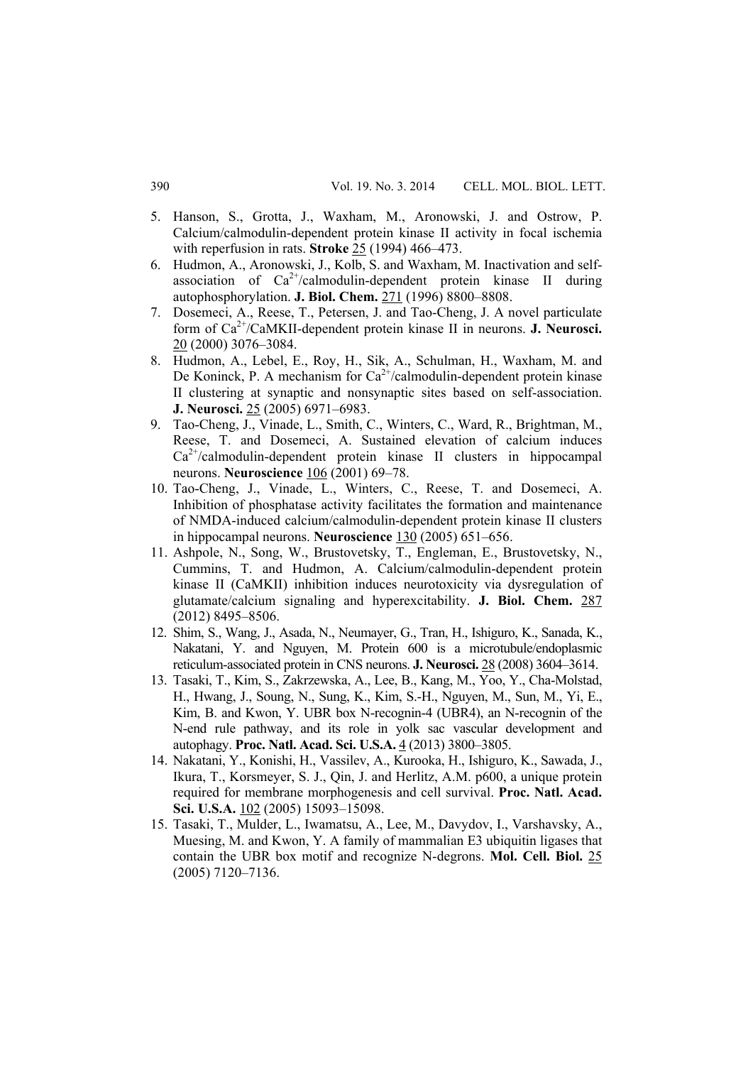5. Hanson, S., Grotta, J., Waxham, M., Aronowski, J. and Ostrow, P. Calcium/calmodulin-dependent protein kinase II activity in focal ischemia with reperfusion in rats. **Stroke** 25 (1994) 466–473.
6. Hudmon, A., Aronowski, J., Kolb, S. and Waxham, M. Inactivation and self-association of $Ca^{2+}$/calmodulin-dependent protein kinase II during autophosphorylation. **J. Biol. Chem.** 271 (1996) 8800–8808.
7. Dosemeci, A., Reese, T., Petersen, J. and Tao-Cheng, J. A novel particulate form of $Ca^{2+}$/CaMKII-dependent protein kinase II in neurons. **J. Neurosci.** 20 (2000) 3076–3084.
8. Hudmon, A., Lebel, E., Roy, H., Sik, A., Schulman, H., Waxham, M. and De Koninck, P. A mechanism for $Ca^{2+}$/calmodulin-dependent protein kinase II clustering at synaptic and nonsynaptic sites based on self-association. **J. Neurosci.** 25 (2005) 6971–6983.
9. Tao-Cheng, J., Vinade, L., Smith, C., Winters, C., Ward, R., Brightman, M., Reese, T. and Dosemeci, A. Sustained elevation of calcium induces $Ca^{2+}$/calmodulin-dependent protein kinase II clusters in hippocampal neurons. **Neuroscience** 106 (2001) 69–78.
10. Tao-Cheng, J., Vinade, L., Winters, C., Reese, T. and Dosemeci, A. Inhibition of phosphatase activity facilitates the formation and maintenance of NMDA-induced calcium/calmodulin-dependent protein kinase II clusters in hippocampal neurons. **Neuroscience** 130 (2005) 651–656.
11. Ashpole, N., Song, W., Brustovetsky, T., Engleman, E., Brustovetsky, N., Cummins, T. and Hudmon, A. Calcium/calmodulin-dependent protein kinase II (CaMKII) inhibition induces neurotoxicity via dysregulation of glutamate/calcium signaling and hyperexcitability. **J. Biol. Chem.** 287 (2012) 8495–8506.
12. Shim, S., Wang, J., Asada, N., Neumayer, G., Tran, H., Ishiguro, K., Sanada, K., Nakatani, Y. and Nguyen, M. Protein 600 is a microtubule/endoplasmic reticulum-associated protein in CNS neurons. **J. Neurosci.** 28 (2008) 3604–3614.
13. Tasaki, T., Kim, S., Zakrzewska, A., Lee, B., Kang, M., Yoo, Y., Cha-Molstad, H., Hwang, J., Soung, N., Sung, K., Kim, S.-H., Nguyen, M., Sun, M., Yi, E., Kim, B. and Kwon, Y. UBR box N-recognin-4 (UBR4), an N-recognin of the N-end rule pathway, and its role in yolk sac vascular development and autophagy. **Proc. Natl. Acad. Sci. U.S.A.** 4 (2013) 3800–3805.
14. Nakatani, Y., Konishi, H., Vassilev, A., Kurooka, H., Ishiguro, K., Sawada, J., Ikura, T., Korsmeyer, S. J., Qin, J. and Herlitz, A.M. p600, a unique protein required for membrane morphogenesis and cell survival. **Proc. Natl. Acad. Sci. U.S.A.** 102 (2005) 15093–15098.
15. Tasaki, T., Mulder, L., Iwamatsu, A., Lee, M., Davydov, I., Varshavsky, A., Muesing, M. and Kwon, Y. A family of mammalian E3 ubiquitin ligases that contain the UBR box motif and recognize N-degrons. **Mol. Cell. Biol.** 25 (2005) 7120–7136.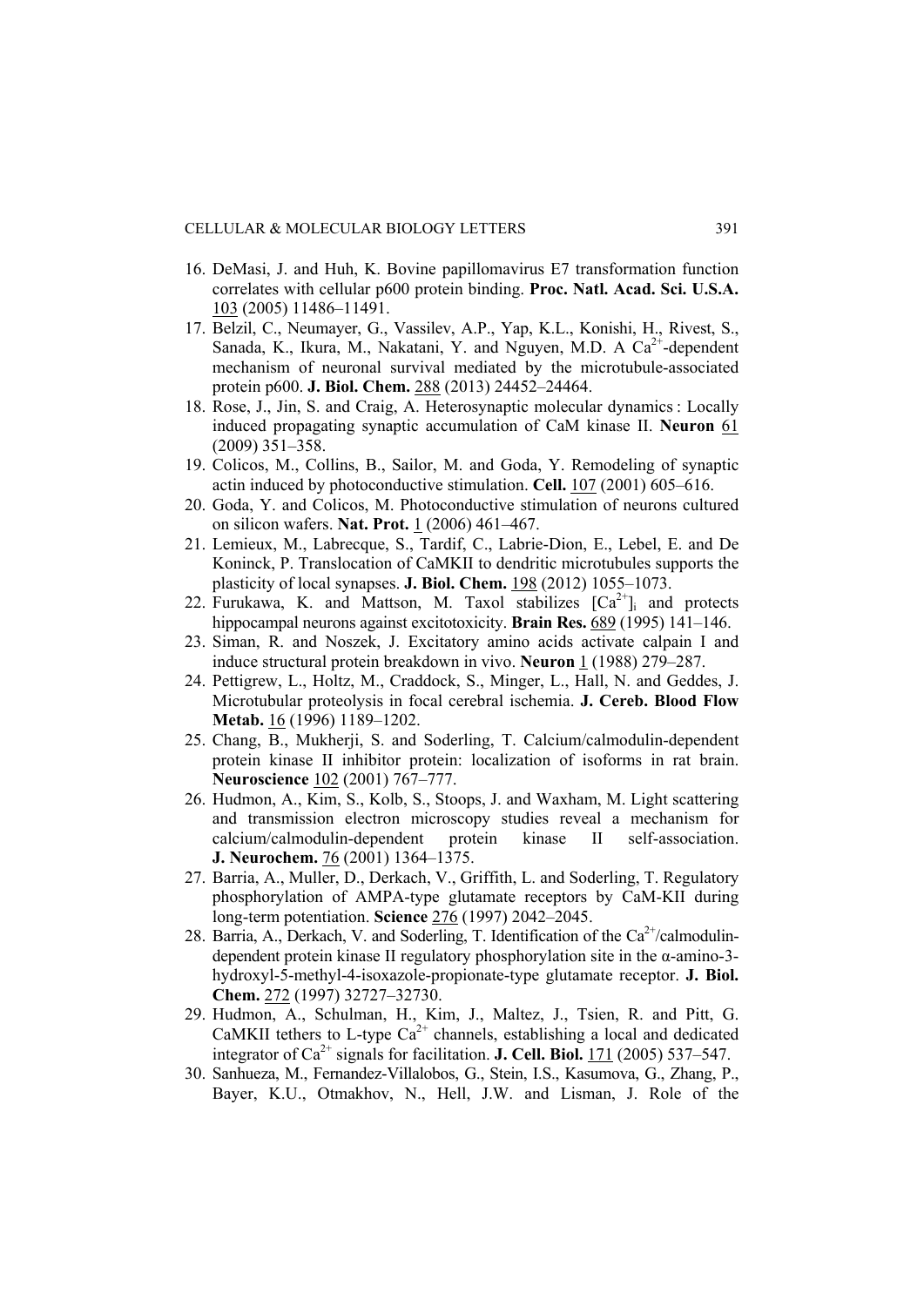16. DeMasi, J. and Huh, K. Bovine papillomavirus E7 transformation function correlates with cellular p600 protein binding. **Proc. Natl. Acad. Sci. U.S.A.** 103 (2005) 11486–11491.
17. Belzil, C., Neumayer, G., Vassilev, A.P., Yap, K.L., Konishi, H., Rivest, S., Sanada, K., Ikura, M., Nakatani, Y. and Nguyen, M.D. A $Ca^{2+}$-dependent mechanism of neuronal survival mediated by the microtubule-associated protein p600. **J. Biol. Chem.** 288 (2013) 24452–24464.
18. Rose, J., Jin, S. and Craig, A. Heterosynaptic molecular dynamics : Locally induced propagating synaptic accumulation of CaM kinase II. **Neuron** 61 (2009) 351–358.
19. Colicos, M., Collins, B., Sailor, M. and Goda, Y. Remodeling of synaptic actin induced by photoconductive stimulation. **Cell.** 107 (2001) 605–616.
20. Goda, Y. and Colicos, M. Photoconductive stimulation of neurons cultured on silicon wafers. **Nat. Prot.** 1 (2006) 461–467.
21. Lemieux, M., Labrecque, S., Tardif, C., Labrie-Dion, E., Lebel, E. and De Koninck, P. Translocation of CaMKII to dendritic microtubules supports the plasticity of local synapses. **J. Biol. Chem.** 198 (2012) 1055–1073.
22. Furukawa, K. and Mattson, M. Taxol stabilizes $[Ca^{2+}]_i$ and protects hippocampal neurons against excitotoxicity. **Brain Res.** 689 (1995) 141–146.
23. Siman, R. and Noszek, J. Excitatory amino acids activate calpain I and induce structural protein breakdown in vivo. **Neuron** 1 (1988) 279–287.
24. Pettigrew, L., Holtz, M., Craddock, S., Minger, L., Hall, N. and Geddes, J. Microtubular proteolysis in focal cerebral ischemia. **J. Cereb. Blood Flow Metab.** 16 (1996) 1189–1202.
25. Chang, B., Mukherji, S. and Soderling, T. Calcium/calmodulin-dependent protein kinase II inhibitor protein: localization of isoforms in rat brain. **Neuroscience** 102 (2001) 767–777.
26. Hudmon, A., Kim, S., Kolb, S., Stoops, J. and Waxham, M. Light scattering and transmission electron microscopy studies reveal a mechanism for calcium/calmodulin-dependent protein kinase II self-association. **J. Neurochem.** 76 (2001) 1364–1375.
27. Barria, A., Muller, D., Derkach, V., Griffith, L. and Soderling, T. Regulatory phosphorylation of AMPA-type glutamate receptors by CaM-KII during long-term potentiation. **Science** 276 (1997) 2042–2045.
28. Barria, A., Derkach, V. and Soderling, T. Identification of the $Ca^{2+}$/calmodulin-dependent protein kinase II regulatory phosphorylation site in the α-amino-3-hydroxyl-5-methyl-4-isoxazole-propionate-type glutamate receptor. **J. Biol. Chem.** 272 (1997) 32727–32730.
29. Hudmon, A., Schulman, H., Kim, J., Maltez, J., Tsien, R. and Pitt, G. CaMKII tethers to L-type $Ca^{2+}$ channels, establishing a local and dedicated integrator of $Ca^{2+}$ signals for facilitation. **J. Cell. Biol.** 171 (2005) 537–547.
30. Sanhueza, M., Fernandez-Villalobos, G., Stein, I.S., Kasumova, G., Zhang, P., Bayer, K.U., Otmakhov, N., Hell, J.W. and Lisman, J. Role of the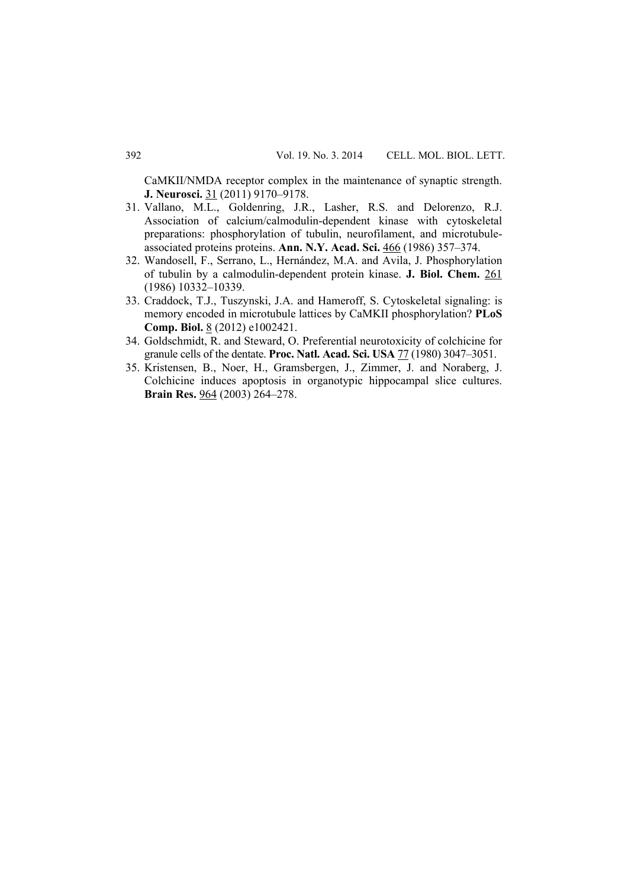CaMKII/NMDA receptor complex in the maintenance of synaptic strength. **J. Neurosci.** 31 (2011) 9170–9178.

31. Vallano, M.L., Goldenring, J.R., Lasher, R.S. and Delorenzo, R.J. Association of calcium/calmodulin-dependent kinase with cytoskeletal preparations: phosphorylation of tubulin, neurofilament, and microtubule-associated proteins proteins. **Ann. N.Y. Acad. Sci.** 466 (1986) 357–374.
32. Wandosell, F., Serrano, L., Hernández, M.A. and Avila, J. Phosphorylation of tubulin by a calmodulin-dependent protein kinase. **J. Biol. Chem.** 261 (1986) 10332–10339.
33. Craddock, T.J., Tuszynski, J.A. and Hameroff, S. Cytoskeletal signaling: is memory encoded in microtubule lattices by CaMKII phosphorylation? **PLoS Comp. Biol.** 8 (2012) e1002421.
34. Goldschmidt, R. and Steward, O. Preferential neurotoxicity of colchicine for granule cells of the dentate. **Proc. Natl. Acad. Sci. USA** 77 (1980) 3047–3051.
35. Kristensen, B., Noer, H., Gramsbergen, J., Zimmer, J. and Noraberg, J. Colchicine induces apoptosis in organotypic hippocampal slice cultures. **Brain Res.** 964 (2003) 264–278.